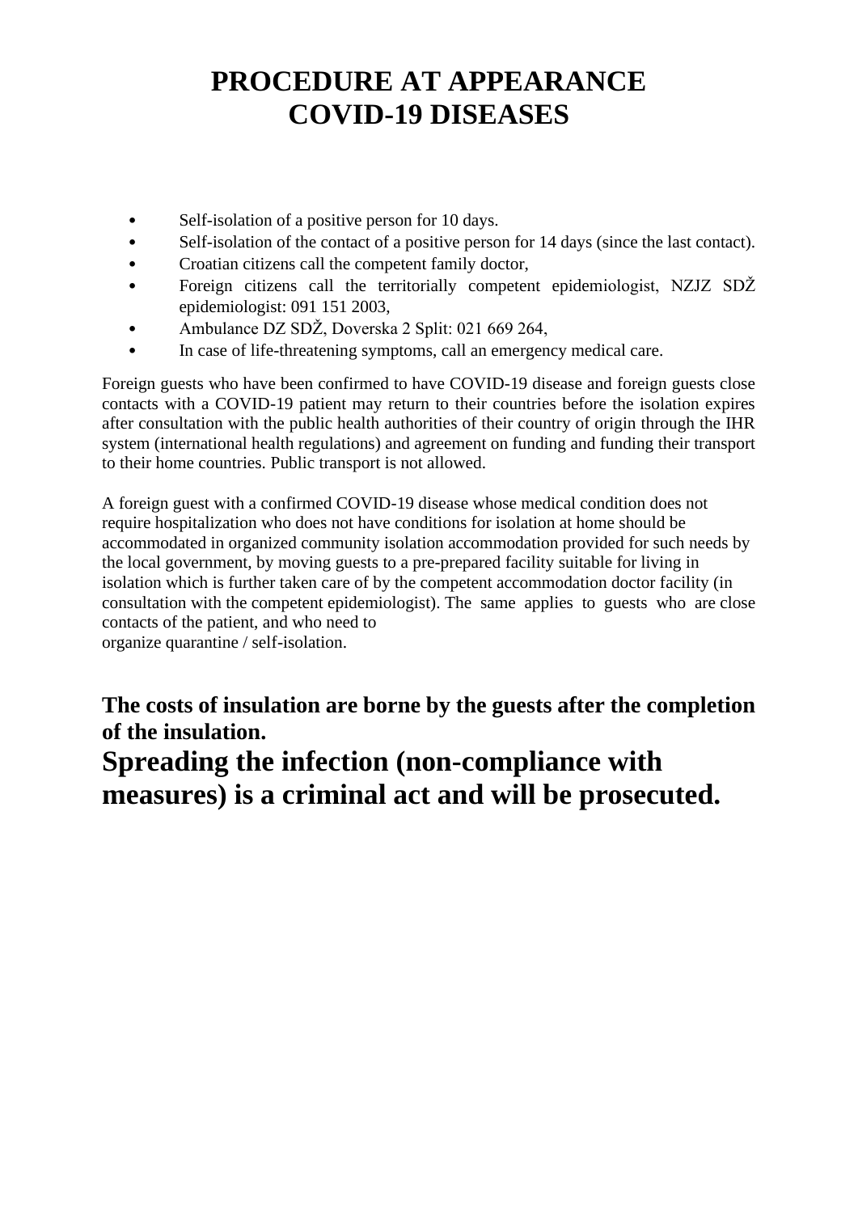# PROCEDURE AT APPEARANCE COVID-19 DISEASES

- Self-isolation of a positive person for 10 days.
- Self-isolation of the contact of a positive person for 14 days (since the last contact).
- Croatian citizens call the competent family doctor,
- Foreign citizens call the territorially competent epidemiologist, NZJZ SDŽ epidemiologist: 091 151 2003,
- Ambulance DZ SDŽ, Doverska 2 Split: 021 669 264,
- In case of life-threatening symptoms, call an emergency medical care.

Foreign guests who have been confirmed to have COVID-19 disease and foreign guests close contacts with a COVID-19 patient may return to their countries before the isolation expires after consultation with the public health authorities of their country of origin through the IHR system (international health regulations) and agreement on funding and funding their transport to their home countries. Public transport is not allowed.

A foreign guest with a confirmed COVID-19 disease whose medical condition does not require hospitalization who does not have conditions for isolation at home should be accommodated in organized community isolation accommodation provided for such needs by the local government, by moving guests to a pre-prepared facility suitable for living in isolation which is further taken care of by the competent accommodation doctor facility (in consultation with the competent epidemiologist). The same applies to guests who are close contacts of the patient, and who need to organize quarantine / self-isolation.

**The costs of insulation are borne by the guests after the completion of the insulation.**

## Spreading the infection (non-compliance with measures) is a criminal act and will be prosecuted.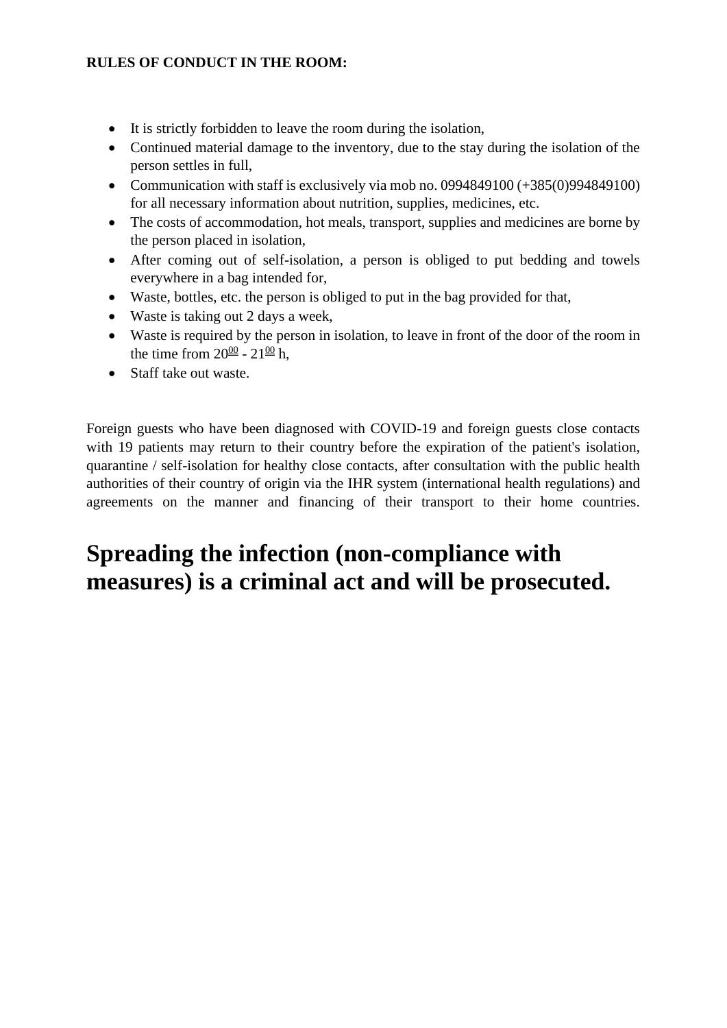**RULES OF CONDUCT IN THE ROOM:**

- It is strictly forbidden to leave the room during the isolation,
- Continued material damage to the inventory, due to the stay during the isolation of the person settles in full,
- Communication with staff is exclusively via mob no. 0994849100 (+385(0)994849100) for all necessary information about nutrition, supplies, medicines, etc.
- The costs of accommodation, hot meals, transport, supplies and medicines are borne by the person placed in isolation,
- After coming out of self-isolation, a person is obliged to put bedding and towels everywhere in a bag intended for,
- Waste, bottles, etc. the person is obliged to put in the bag provided for that,
- Waste is taking out 2 days a week,
- Waste is required by the person in isolation, to leave in front of the door of the room in the time from 20:00 - 21:00 h,
- Staff take out waste.

Foreign guests who have been diagnosed with COVID-19 and foreign guests close contacts with 19 patients may return to their country before the expiration of the patient's isolation, quarantine / self-isolation for healthy close contacts, after consultation with the public health authorities of their country of origin via the IHR system (international health regulations) and agreements on the manner and financing of their transport to their home countries.

# Spreading the infection (non-compliance with measures) is a criminal act and will be prosecuted.